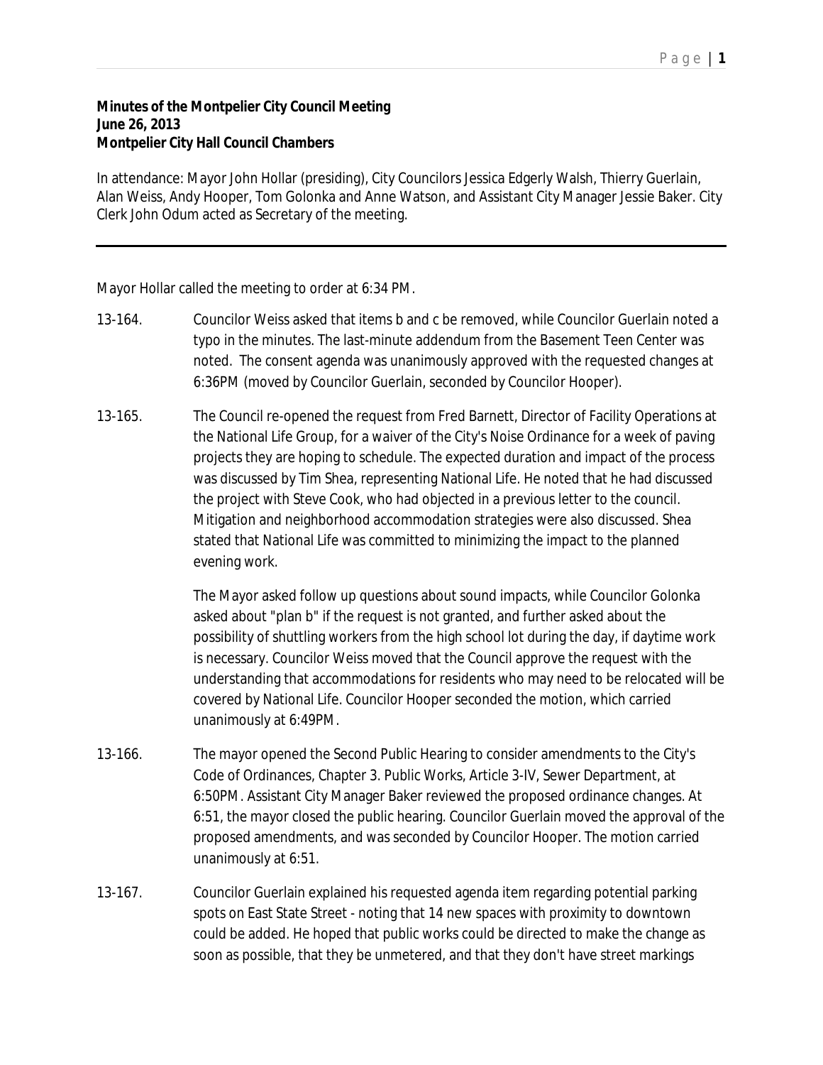**Minutes of the Montpelier City Council Meeting**
**June 26, 2013**
**Montpelier City Hall Council Chambers**

In attendance: Mayor John Hollar (presiding), City Councilors Jessica Edgerly Walsh, Thierry Guerlain, Alan Weiss, Andy Hooper, Tom Golonka and Anne Watson, and Assistant City Manager Jessie Baker. City Clerk John Odum acted as Secretary of the meeting.

---

Mayor Hollar called the meeting to order at 6:34 PM.

13-164. Councilor Weiss asked that items b and c be removed, while Councilor Guerlain noted a typo in the minutes. The last-minute addendum from the Basement Teen Center was noted. The consent agenda was unanimously approved with the requested changes at 6:36PM (moved by Councilor Guerlain, seconded by Councilor Hooper).

13-165. The Council re-opened the request from Fred Barnett, Director of Facility Operations at the National Life Group, for a waiver of the City's Noise Ordinance for a week of paving projects they are hoping to schedule. The expected duration and impact of the process was discussed by Tim Shea, representing National Life. He noted that he had discussed the project with Steve Cook, who had objected in a previous letter to the council. Mitigation and neighborhood accommodation strategies were also discussed. Shea stated that National Life was committed to minimizing the impact to the planned evening work.

The Mayor asked follow up questions about sound impacts, while Councilor Golonka asked about "plan b" if the request is not granted, and further asked about the possibility of shuttling workers from the high school lot during the day, if daytime work is necessary. Councilor Weiss moved that the Council approve the request with the understanding that accommodations for residents who may need to be relocated will be covered by National Life. Councilor Hooper seconded the motion, which carried unanimously at 6:49PM.

13-166. The mayor opened the Second Public Hearing to consider amendments to the City's Code of Ordinances, Chapter 3. Public Works, Article 3-IV, Sewer Department, at 6:50PM. Assistant City Manager Baker reviewed the proposed ordinance changes. At 6:51, the mayor closed the public hearing. Councilor Guerlain moved the approval of the proposed amendments, and was seconded by Councilor Hooper. The motion carried unanimously at 6:51.

13-167. Councilor Guerlain explained his requested agenda item regarding potential parking spots on East State Street - noting that 14 new spaces with proximity to downtown could be added. He hoped that public works could be directed to make the change as soon as possible, that they be unmetered, and that they don't have street markings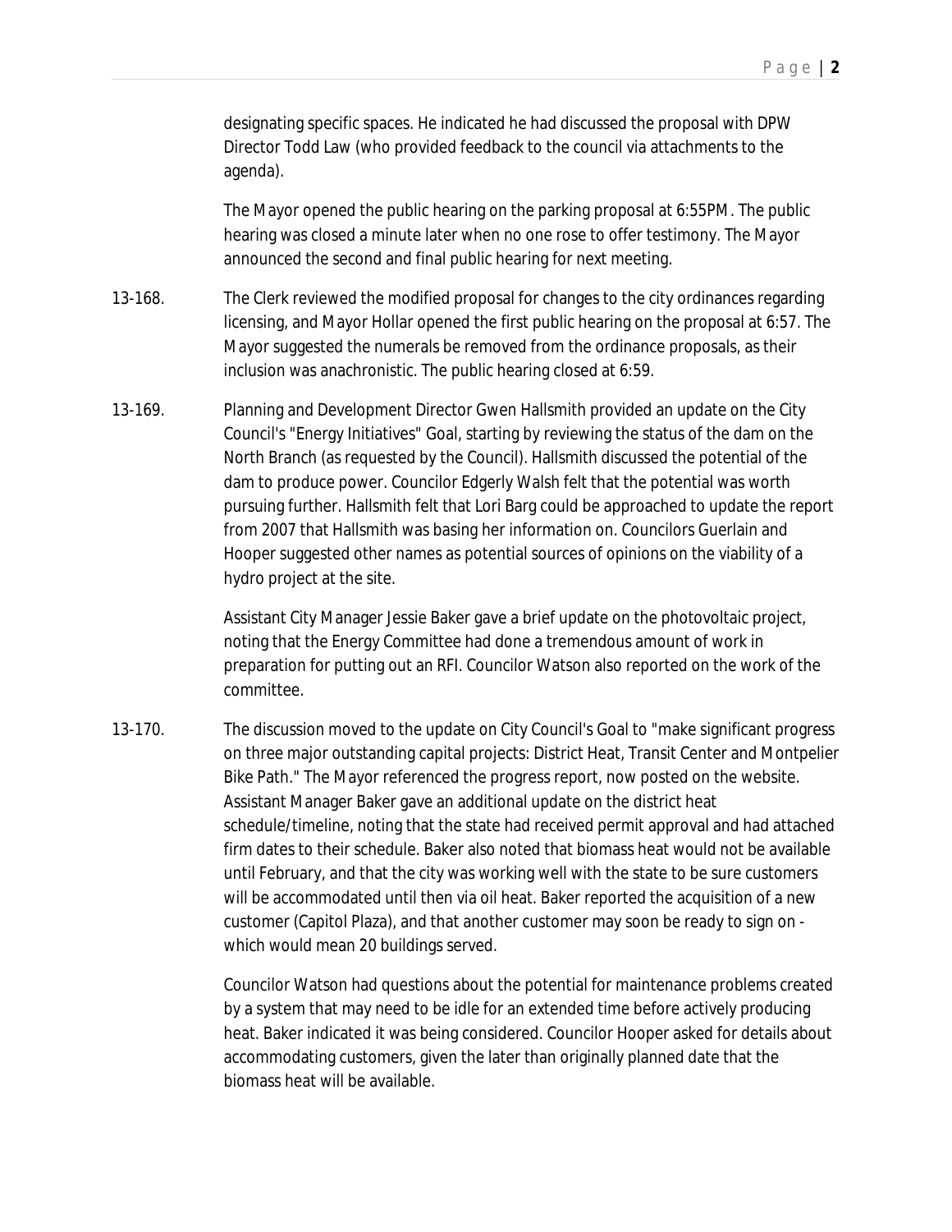designating specific spaces. He indicated he had discussed the proposal with DPW Director Todd Law (who provided feedback to the council via attachments to the agenda).

The Mayor opened the public hearing on the parking proposal at 6:55PM. The public hearing was closed a minute later when no one rose to offer testimony. The Mayor announced the second and final public hearing for next meeting.

13-168. The Clerk reviewed the modified proposal for changes to the city ordinances regarding licensing, and Mayor Hollar opened the first public hearing on the proposal at 6:57. The Mayor suggested the numerals be removed from the ordinance proposals, as their inclusion was anachronistic. The public hearing closed at 6:59.

13-169. Planning and Development Director Gwen Hallsmith provided an update on the City Council's "Energy Initiatives" Goal, starting by reviewing the status of the dam on the North Branch (as requested by the Council). Hallsmith discussed the potential of the dam to produce power. Councilor Edgerly Walsh felt that the potential was worth pursuing further. Hallsmith felt that Lori Barg could be approached to update the report from 2007 that Hallsmith was basing her information on. Councilors Guerlain and Hooper suggested other names as potential sources of opinions on the viability of a hydro project at the site.

Assistant City Manager Jessie Baker gave a brief update on the photovoltaic project, noting that the Energy Committee had done a tremendous amount of work in preparation for putting out an RFI. Councilor Watson also reported on the work of the committee.

13-170. The discussion moved to the update on City Council's Goal to "make significant progress on three major outstanding capital projects: District Heat, Transit Center and Montpelier Bike Path." The Mayor referenced the progress report, now posted on the website. Assistant Manager Baker gave an additional update on the district heat schedule/timeline, noting that the state had received permit approval and had attached firm dates to their schedule. Baker also noted that biomass heat would not be available until February, and that the city was working well with the state to be sure customers will be accommodated until then via oil heat. Baker reported the acquisition of a new customer (Capitol Plaza), and that another customer may soon be ready to sign on - which would mean 20 buildings served.

Councilor Watson had questions about the potential for maintenance problems created by a system that may need to be idle for an extended time before actively producing heat. Baker indicated it was being considered. Councilor Hooper asked for details about accommodating customers, given the later than originally planned date that the biomass heat will be available.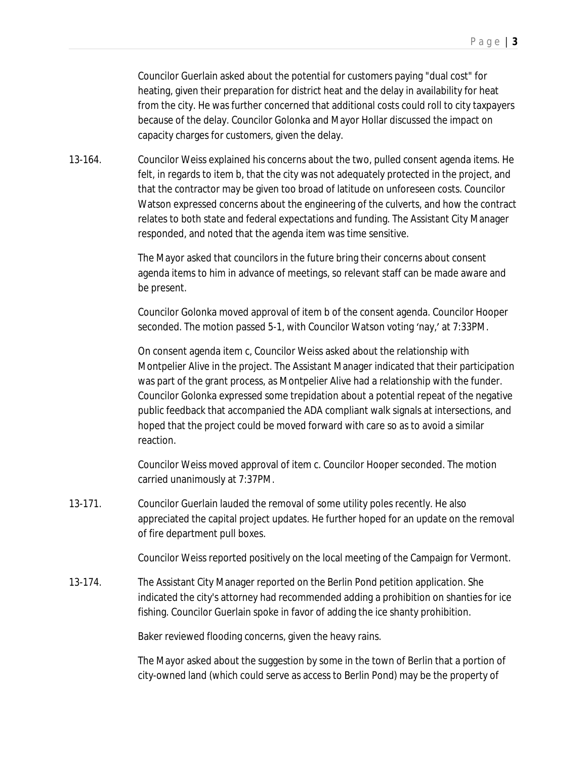Councilor Guerlain asked about the potential for customers paying "dual cost" for heating, given their preparation for district heat and the delay in availability for heat from the city. He was further concerned that additional costs could roll to city taxpayers because of the delay. Councilor Golonka and Mayor Hollar discussed the impact on capacity charges for customers, given the delay.

13-164. Councilor Weiss explained his concerns about the two, pulled consent agenda items. He felt, in regards to item b, that the city was not adequately protected in the project, and that the contractor may be given too broad of latitude on unforeseen costs. Councilor Watson expressed concerns about the engineering of the culverts, and how the contract relates to both state and federal expectations and funding. The Assistant City Manager responded, and noted that the agenda item was time sensitive.

The Mayor asked that councilors in the future bring their concerns about consent agenda items to him in advance of meetings, so relevant staff can be made aware and be present.

Councilor Golonka moved approval of item b of the consent agenda. Councilor Hooper seconded. The motion passed 5-1, with Councilor Watson voting 'nay,' at 7:33PM.

On consent agenda item c, Councilor Weiss asked about the relationship with Montpelier Alive in the project. The Assistant Manager indicated that their participation was part of the grant process, as Montpelier Alive had a relationship with the funder. Councilor Golonka expressed some trepidation about a potential repeat of the negative public feedback that accompanied the ADA compliant walk signals at intersections, and hoped that the project could be moved forward with care so as to avoid a similar reaction.

Councilor Weiss moved approval of item c. Councilor Hooper seconded. The motion carried unanimously at 7:37PM.

13-171. Councilor Guerlain lauded the removal of some utility poles recently. He also appreciated the capital project updates. He further hoped for an update on the removal of fire department pull boxes.

Councilor Weiss reported positively on the local meeting of the Campaign for Vermont.

13-174. The Assistant City Manager reported on the Berlin Pond petition application. She indicated the city's attorney had recommended adding a prohibition on shanties for ice fishing. Councilor Guerlain spoke in favor of adding the ice shanty prohibition.

Baker reviewed flooding concerns, given the heavy rains.

The Mayor asked about the suggestion by some in the town of Berlin that a portion of city-owned land (which could serve as access to Berlin Pond) may be the property of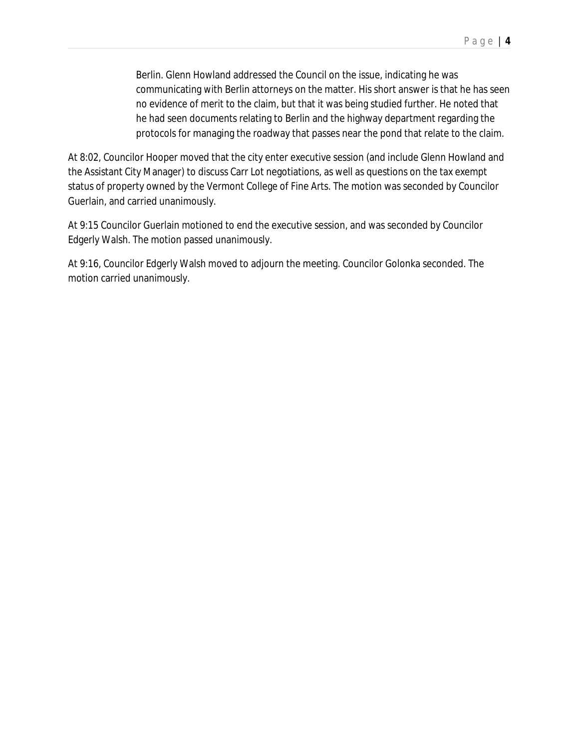Berlin. Glenn Howland addressed the Council on the issue, indicating he was communicating with Berlin attorneys on the matter. His short answer is that he has seen no evidence of merit to the claim, but that it was being studied further. He noted that he had seen documents relating to Berlin and the highway department regarding the protocols for managing the roadway that passes near the pond that relate to the claim.

At 8:02, Councilor Hooper moved that the city enter executive session (and include Glenn Howland and the Assistant City Manager) to discuss Carr Lot negotiations, as well as questions on the tax exempt status of property owned by the Vermont College of Fine Arts. The motion was seconded by Councilor Guerlain, and carried unanimously.

At 9:15 Councilor Guerlain motioned to end the executive session, and was seconded by Councilor Edgerly Walsh. The motion passed unanimously.

At 9:16, Councilor Edgerly Walsh moved to adjourn the meeting. Councilor Golonka seconded. The motion carried unanimously.